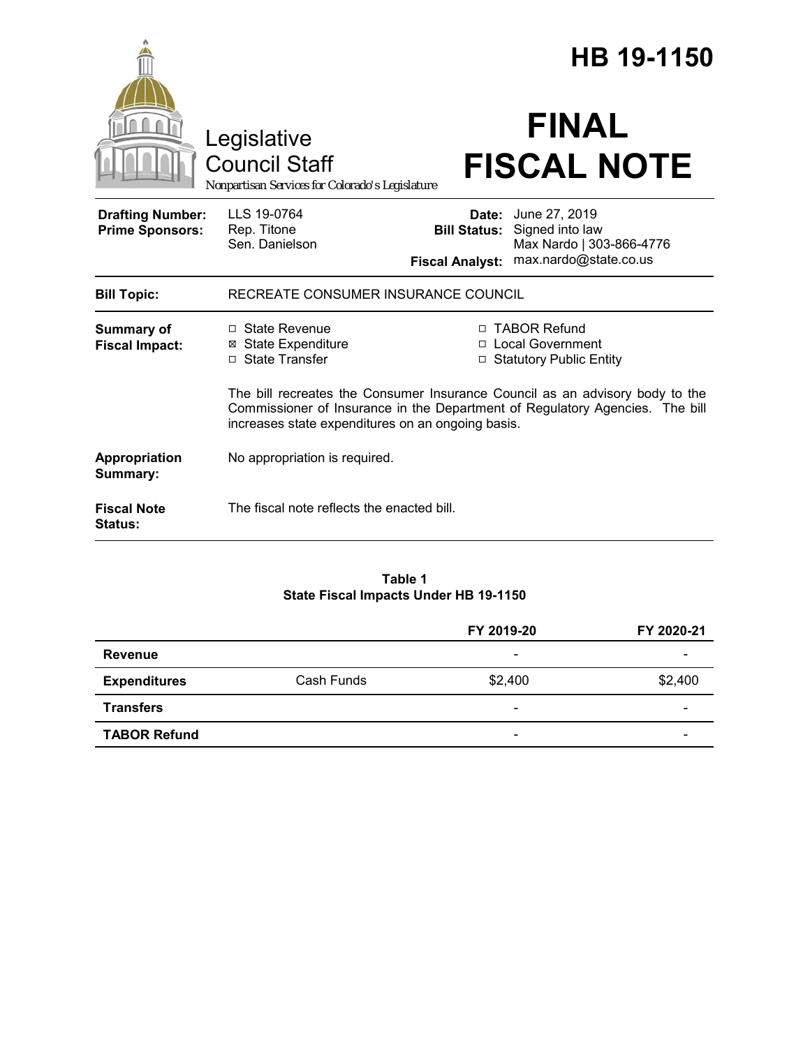# HB 19-1150

Legislative Council Staff
*Nonpartisan Services for Colorado's Legislature*

# FINAL FISCAL NOTE

| | | | |
|---|---|---|---|
| **Drafting Number:** | LLS 19-0764 | **Date:** | June 27, 2019 |
| **Prime Sponsors:** | Rep. Titone<br>Sen. Danielson | **Bill Status:** | Signed into law |
| | | **Fiscal Analyst:** | Max Nardo \| 303-866-4776<br>max.nardo@state.co.us |

| | |
|---|---|
| **Bill Topic:** | RECREATE CONSUMER INSURANCE COUNCIL |

**Summary of Fiscal Impact:**

- ☐ State Revenue
- ☒ State Expenditure
- ☐ State Transfer
- ☐ TABOR Refund
- ☐ Local Government
- ☐ Statutory Public Entity

The bill recreates the Consumer Insurance Council as an advisory body to the Commissioner of Insurance in the Department of Regulatory Agencies. The bill increases state expenditures on an ongoing basis.

**Appropriation Summary:** No appropriation is required.

**Fiscal Note Status:** The fiscal note reflects the enacted bill.

**Table 1**
**State Fiscal Impacts Under HB 19-1150**

| | | FY 2019-20 | FY 2020-21 |
|---|---|---|---|
| **Revenue** | | - | - |
| **Expenditures** | Cash Funds | $2,400 | $2,400 |
| **Transfers** | | - | - |
| **TABOR Refund** | | - | - |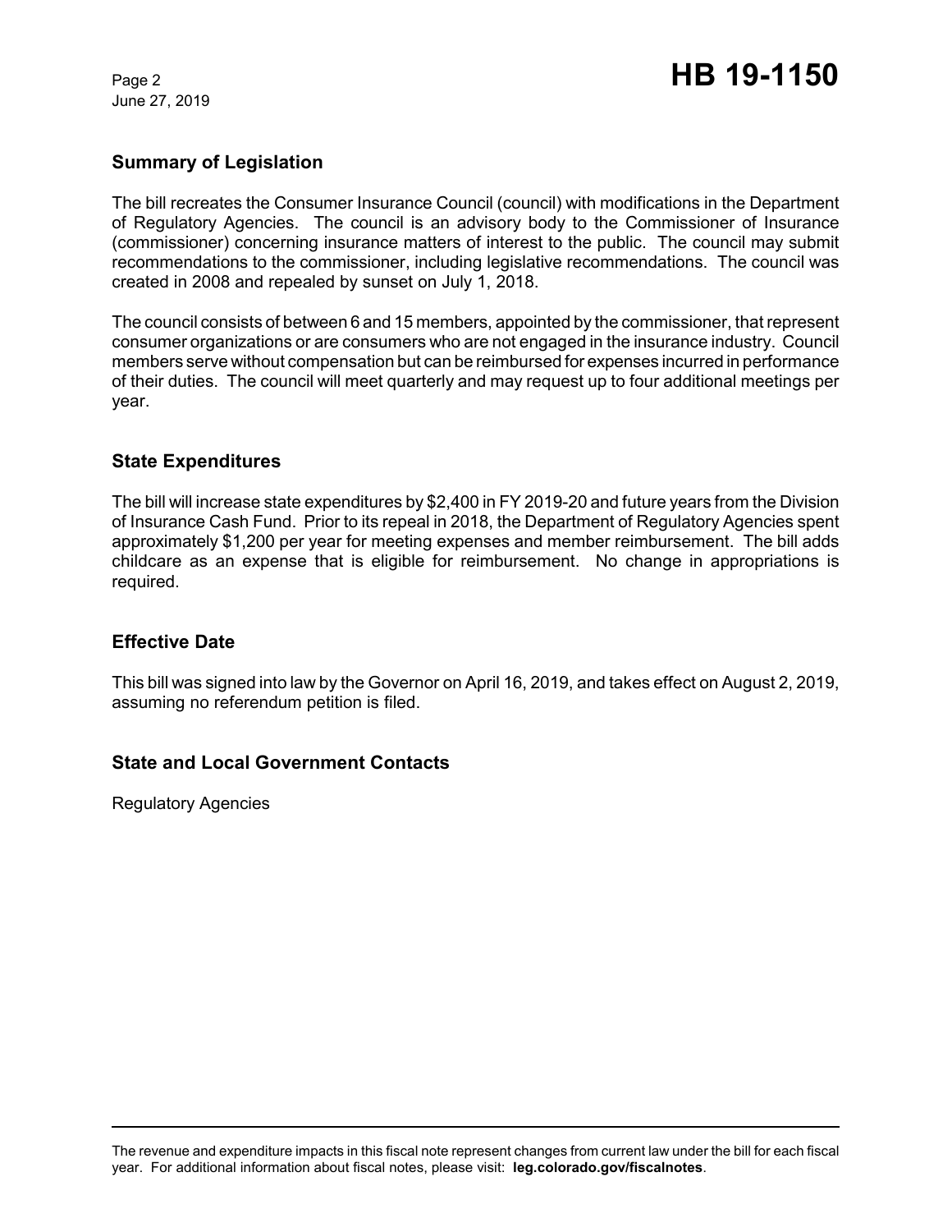## Summary of Legislation

The bill recreates the Consumer Insurance Council (council) with modifications in the Department of Regulatory Agencies. The council is an advisory body to the Commissioner of Insurance (commissioner) concerning insurance matters of interest to the public. The council may submit recommendations to the commissioner, including legislative recommendations. The council was created in 2008 and repealed by sunset on July 1, 2018.

The council consists of between 6 and 15 members, appointed by the commissioner, that represent consumer organizations or are consumers who are not engaged in the insurance industry. Council members serve without compensation but can be reimbursed for expenses incurred in performance of their duties. The council will meet quarterly and may request up to four additional meetings per year.

## State Expenditures

The bill will increase state expenditures by $2,400 in FY 2019-20 and future years from the Division of Insurance Cash Fund. Prior to its repeal in 2018, the Department of Regulatory Agencies spent approximately $1,200 per year for meeting expenses and member reimbursement. The bill adds childcare as an expense that is eligible for reimbursement. No change in appropriations is required.

## Effective Date

This bill was signed into law by the Governor on April 16, 2019, and takes effect on August 2, 2019, assuming no referendum petition is filed.

## State and Local Government Contacts

Regulatory Agencies

The revenue and expenditure impacts in this fiscal note represent changes from current law under the bill for each fiscal year. For additional information about fiscal notes, please visit: **leg.colorado.gov/fiscalnotes**.